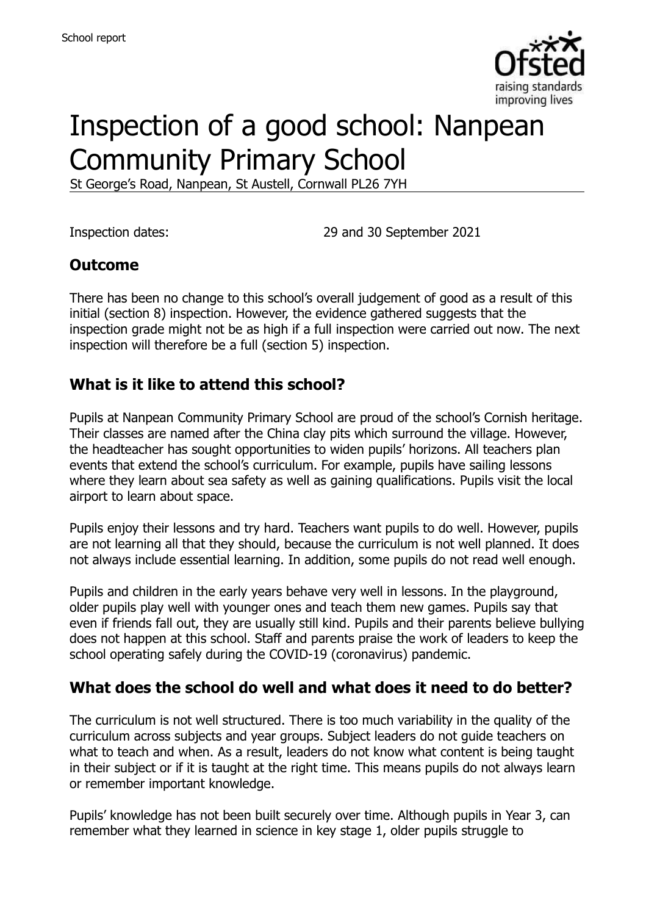# Inspection of a good school: Nanpean Community Primary School

St George's Road, Nanpean, St Austell, Cornwall PL26 7YH

Inspection dates: 29 and 30 September 2021

## Outcome

There has been no change to this school's overall judgement of good as a result of this initial (section 8) inspection. However, the evidence gathered suggests that the inspection grade might not be as high if a full inspection were carried out now. The next inspection will therefore be a full (section 5) inspection.

## What is it like to attend this school?

Pupils at Nanpean Community Primary School are proud of the school's Cornish heritage. Their classes are named after the China clay pits which surround the village. However, the headteacher has sought opportunities to widen pupils' horizons. All teachers plan events that extend the school's curriculum. For example, pupils have sailing lessons where they learn about sea safety as well as gaining qualifications. Pupils visit the local airport to learn about space.

Pupils enjoy their lessons and try hard. Teachers want pupils to do well. However, pupils are not learning all that they should, because the curriculum is not well planned. It does not always include essential learning. In addition, some pupils do not read well enough.

Pupils and children in the early years behave very well in lessons. In the playground, older pupils play well with younger ones and teach them new games. Pupils say that even if friends fall out, they are usually still kind. Pupils and their parents believe bullying does not happen at this school. Staff and parents praise the work of leaders to keep the school operating safely during the COVID-19 (coronavirus) pandemic.

## What does the school do well and what does it need to do better?

The curriculum is not well structured. There is too much variability in the quality of the curriculum across subjects and year groups. Subject leaders do not guide teachers on what to teach and when. As a result, leaders do not know what content is being taught in their subject or if it is taught at the right time. This means pupils do not always learn or remember important knowledge.

Pupils' knowledge has not been built securely over time. Although pupils in Year 3, can remember what they learned in science in key stage 1, older pupils struggle to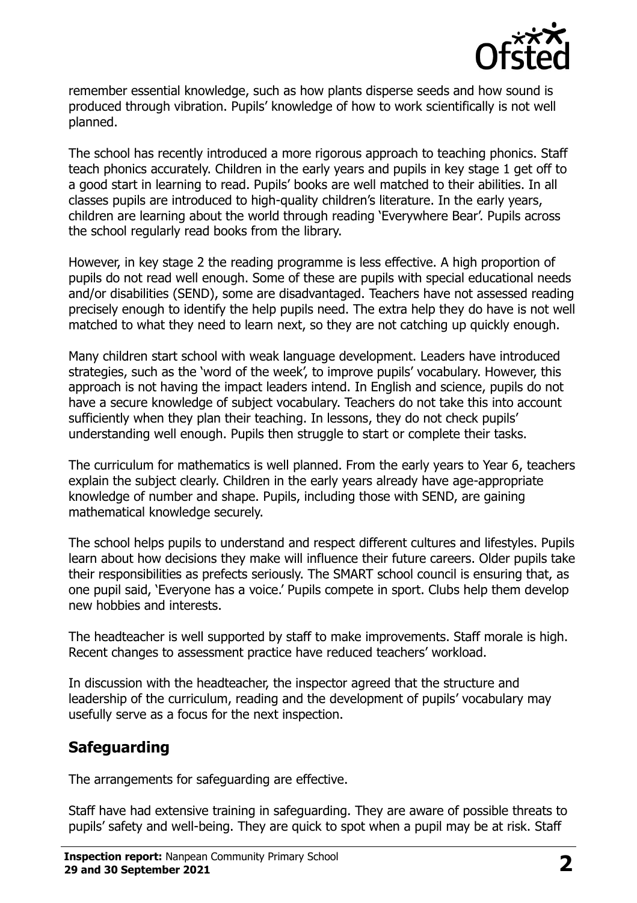remember essential knowledge, such as how plants disperse seeds and how sound is produced through vibration. Pupils' knowledge of how to work scientifically is not well planned.

The school has recently introduced a more rigorous approach to teaching phonics. Staff teach phonics accurately. Children in the early years and pupils in key stage 1 get off to a good start in learning to read. Pupils' books are well matched to their abilities. In all classes pupils are introduced to high-quality children's literature. In the early years, children are learning about the world through reading 'Everywhere Bear'. Pupils across the school regularly read books from the library.

However, in key stage 2 the reading programme is less effective. A high proportion of pupils do not read well enough. Some of these are pupils with special educational needs and/or disabilities (SEND), some are disadvantaged. Teachers have not assessed reading precisely enough to identify the help pupils need. The extra help they do have is not well matched to what they need to learn next, so they are not catching up quickly enough.

Many children start school with weak language development. Leaders have introduced strategies, such as the 'word of the week', to improve pupils' vocabulary. However, this approach is not having the impact leaders intend. In English and science, pupils do not have a secure knowledge of subject vocabulary. Teachers do not take this into account sufficiently when they plan their teaching. In lessons, they do not check pupils' understanding well enough. Pupils then struggle to start or complete their tasks.

The curriculum for mathematics is well planned. From the early years to Year 6, teachers explain the subject clearly. Children in the early years already have age-appropriate knowledge of number and shape. Pupils, including those with SEND, are gaining mathematical knowledge securely.

The school helps pupils to understand and respect different cultures and lifestyles. Pupils learn about how decisions they make will influence their future careers. Older pupils take their responsibilities as prefects seriously. The SMART school council is ensuring that, as one pupil said, 'Everyone has a voice.' Pupils compete in sport. Clubs help them develop new hobbies and interests.

The headteacher is well supported by staff to make improvements. Staff morale is high. Recent changes to assessment practice have reduced teachers' workload.

In discussion with the headteacher, the inspector agreed that the structure and leadership of the curriculum, reading and the development of pupils' vocabulary may usefully serve as a focus for the next inspection.

## Safeguarding

The arrangements for safeguarding are effective.

Staff have had extensive training in safeguarding. They are aware of possible threats to pupils' safety and well-being. They are quick to spot when a pupil may be at risk. Staff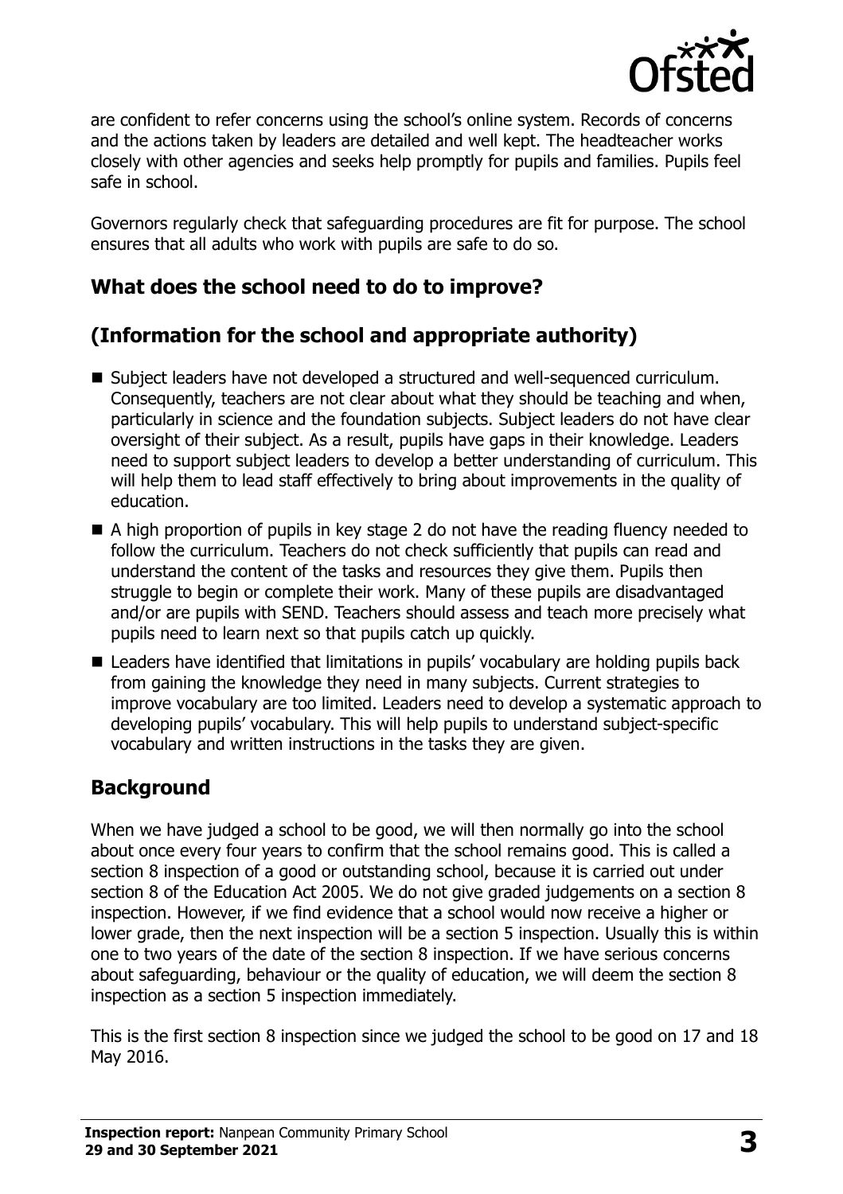are confident to refer concerns using the school's online system. Records of concerns and the actions taken by leaders are detailed and well kept. The headteacher works closely with other agencies and seeks help promptly for pupils and families. Pupils feel safe in school.

Governors regularly check that safeguarding procedures are fit for purpose. The school ensures that all adults who work with pupils are safe to do so.

## What does the school need to do to improve?

## (Information for the school and appropriate authority)

- Subject leaders have not developed a structured and well-sequenced curriculum. Consequently, teachers are not clear about what they should be teaching and when, particularly in science and the foundation subjects. Subject leaders do not have clear oversight of their subject. As a result, pupils have gaps in their knowledge. Leaders need to support subject leaders to develop a better understanding of curriculum. This will help them to lead staff effectively to bring about improvements in the quality of education.
- A high proportion of pupils in key stage 2 do not have the reading fluency needed to follow the curriculum. Teachers do not check sufficiently that pupils can read and understand the content of the tasks and resources they give them. Pupils then struggle to begin or complete their work. Many of these pupils are disadvantaged and/or are pupils with SEND. Teachers should assess and teach more precisely what pupils need to learn next so that pupils catch up quickly.
- Leaders have identified that limitations in pupils' vocabulary are holding pupils back from gaining the knowledge they need in many subjects. Current strategies to improve vocabulary are too limited. Leaders need to develop a systematic approach to developing pupils' vocabulary. This will help pupils to understand subject-specific vocabulary and written instructions in the tasks they are given.

## Background

When we have judged a school to be good, we will then normally go into the school about once every four years to confirm that the school remains good. This is called a section 8 inspection of a good or outstanding school, because it is carried out under section 8 of the Education Act 2005. We do not give graded judgements on a section 8 inspection. However, if we find evidence that a school would now receive a higher or lower grade, then the next inspection will be a section 5 inspection. Usually this is within one to two years of the date of the section 8 inspection. If we have serious concerns about safeguarding, behaviour or the quality of education, we will deem the section 8 inspection as a section 5 inspection immediately.

This is the first section 8 inspection since we judged the school to be good on 17 and 18 May 2016.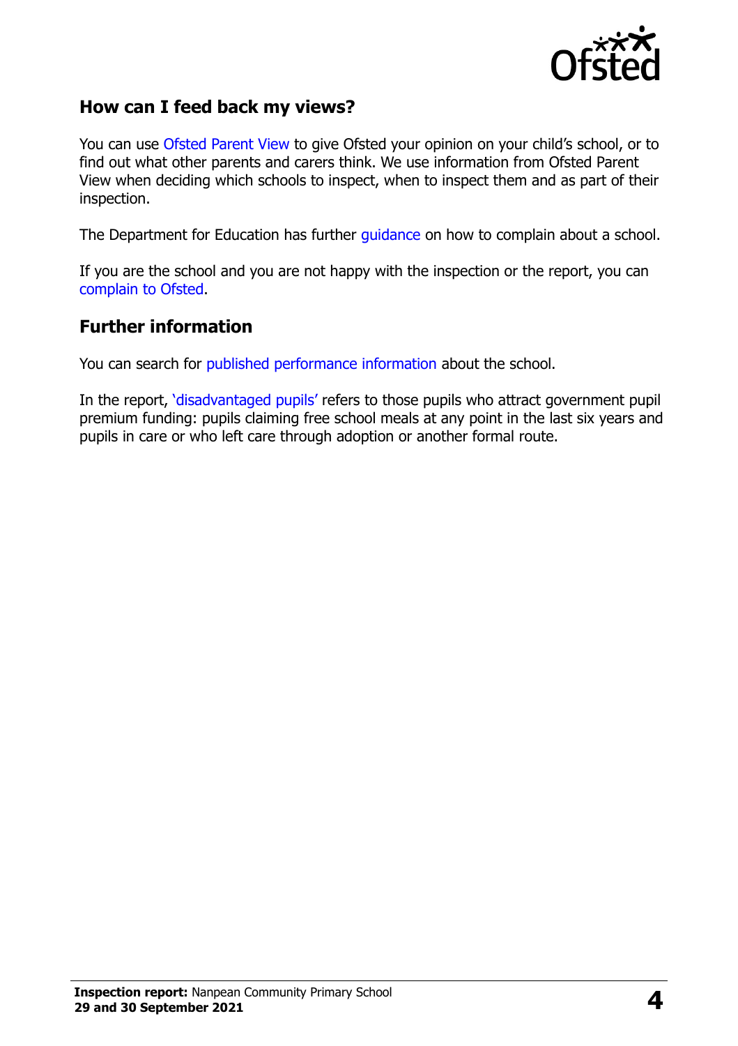## How can I feed back my views?

You can use Ofsted Parent View to give Ofsted your opinion on your child's school, or to find out what other parents and carers think. We use information from Ofsted Parent View when deciding which schools to inspect, when to inspect them and as part of their inspection.

The Department for Education has further guidance on how to complain about a school.

If you are the school and you are not happy with the inspection or the report, you can complain to Ofsted.

## Further information

You can search for published performance information about the school.

In the report, 'disadvantaged pupils' refers to those pupils who attract government pupil premium funding: pupils claiming free school meals at any point in the last six years and pupils in care or who left care through adoption or another formal route.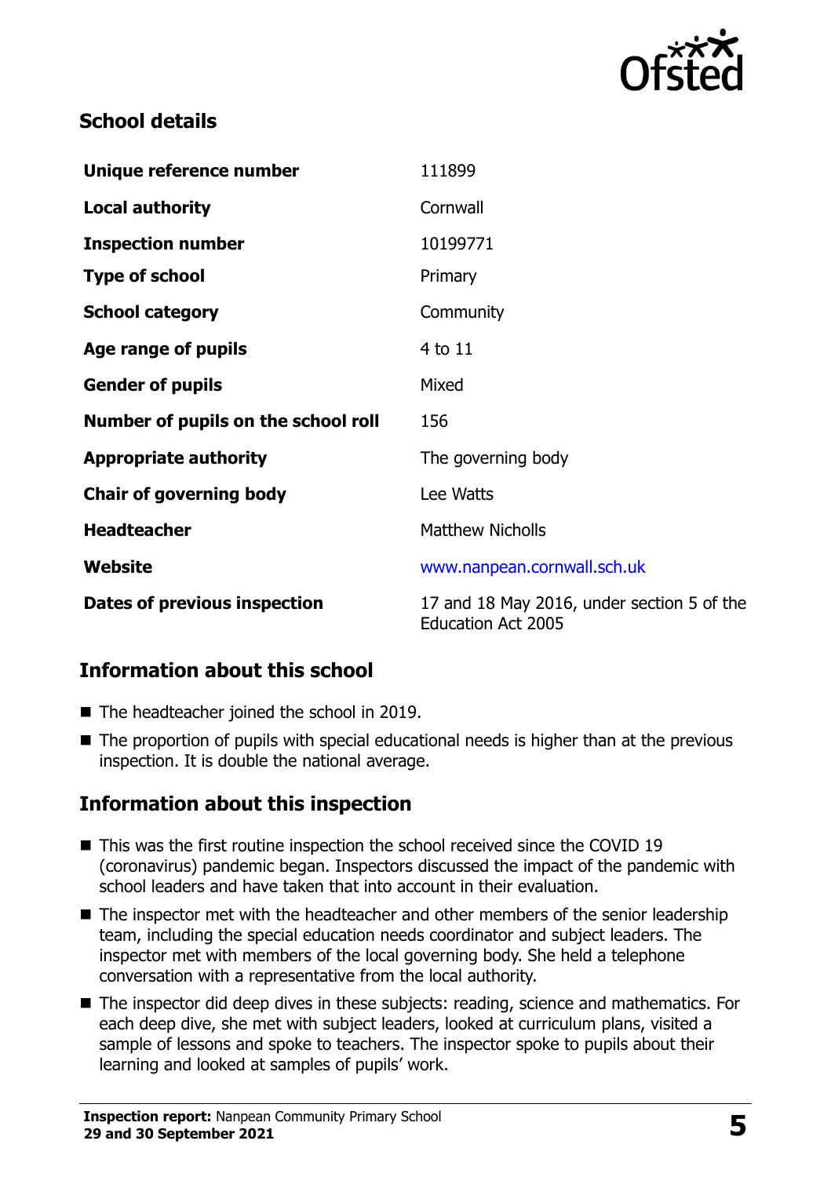## School details

| | |
|---|---|
| **Unique reference number** | 111899 |
| **Local authority** | Cornwall |
| **Inspection number** | 10199771 |
| **Type of school** | Primary |
| **School category** | Community |
| **Age range of pupils** | 4 to 11 |
| **Gender of pupils** | Mixed |
| **Number of pupils on the school roll** | 156 |
| **Appropriate authority** | The governing body |
| **Chair of governing body** | Lee Watts |
| **Headteacher** | Matthew Nicholls |
| **Website** | www.nanpean.cornwall.sch.uk |
| **Dates of previous inspection** | 17 and 18 May 2016, under section 5 of the Education Act 2005 |

## Information about this school

- The headteacher joined the school in 2019.
- The proportion of pupils with special educational needs is higher than at the previous inspection. It is double the national average.

## Information about this inspection

- This was the first routine inspection the school received since the COVID 19 (coronavirus) pandemic began. Inspectors discussed the impact of the pandemic with school leaders and have taken that into account in their evaluation.
- The inspector met with the headteacher and other members of the senior leadership team, including the special education needs coordinator and subject leaders. The inspector met with members of the local governing body. She held a telephone conversation with a representative from the local authority.
- The inspector did deep dives in these subjects: reading, science and mathematics. For each deep dive, she met with subject leaders, looked at curriculum plans, visited a sample of lessons and spoke to teachers. The inspector spoke to pupils about their learning and looked at samples of pupils' work.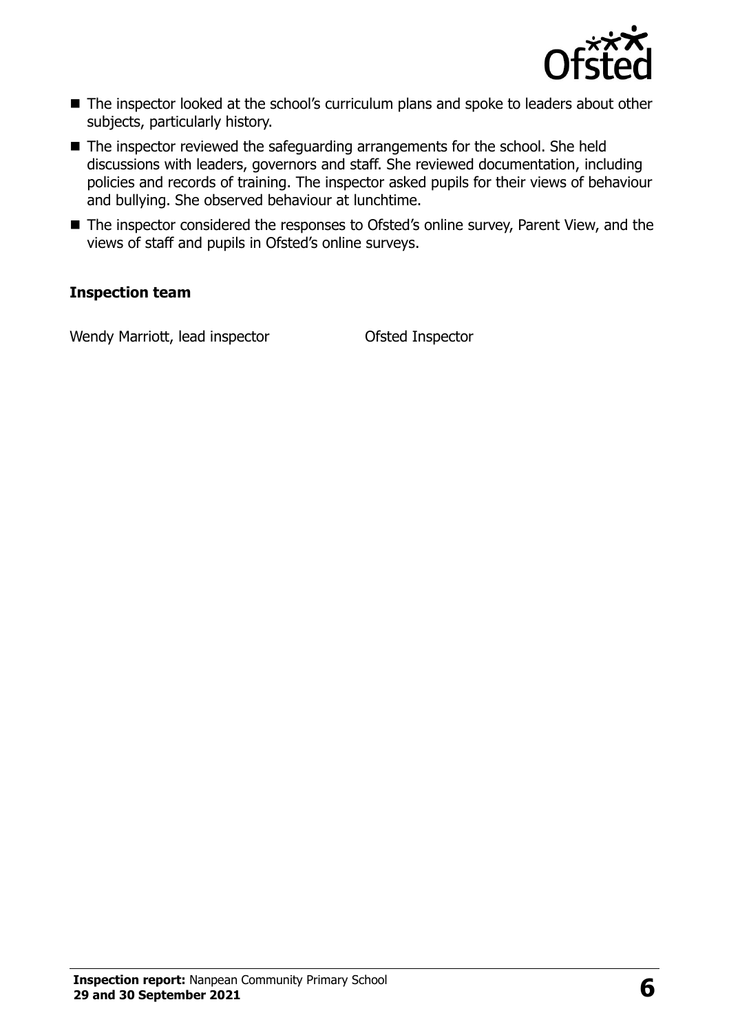- The inspector looked at the school's curriculum plans and spoke to leaders about other subjects, particularly history.
- The inspector reviewed the safeguarding arrangements for the school. She held discussions with leaders, governors and staff. She reviewed documentation, including policies and records of training. The inspector asked pupils for their views of behaviour and bullying. She observed behaviour at lunchtime.
- The inspector considered the responses to Ofsted's online survey, Parent View, and the views of staff and pupils in Ofsted's online surveys.

### Inspection team

| | |
|---|---|
| Wendy Marriott, lead inspector | Ofsted Inspector |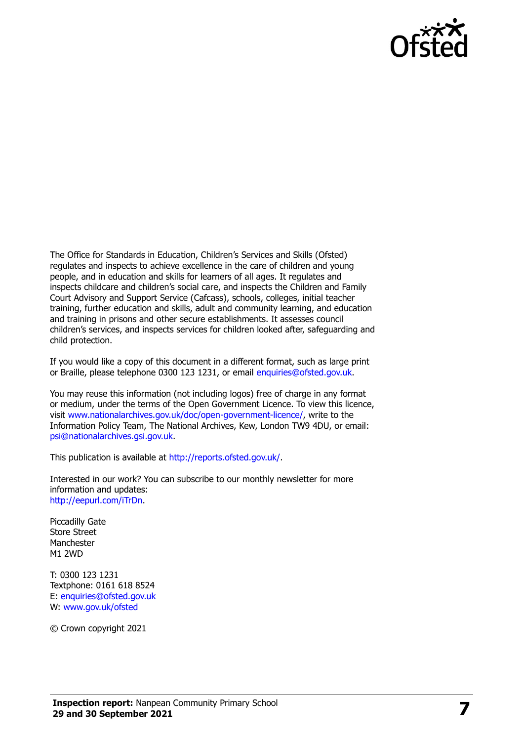The Office for Standards in Education, Children's Services and Skills (Ofsted) regulates and inspects to achieve excellence in the care of children and young people, and in education and skills for learners of all ages. It regulates and inspects childcare and children's social care, and inspects the Children and Family Court Advisory and Support Service (Cafcass), schools, colleges, initial teacher training, further education and skills, adult and community learning, and education and training in prisons and other secure establishments. It assesses council children's services, and inspects services for children looked after, safeguarding and child protection.

If you would like a copy of this document in a different format, such as large print or Braille, please telephone 0300 123 1231, or email enquiries@ofsted.gov.uk.

You may reuse this information (not including logos) free of charge in any format or medium, under the terms of the Open Government Licence. To view this licence, visit www.nationalarchives.gov.uk/doc/open-government-licence/, write to the Information Policy Team, The National Archives, Kew, London TW9 4DU, or email: psi@nationalarchives.gsi.gov.uk.

This publication is available at http://reports.ofsted.gov.uk/.

Interested in our work? You can subscribe to our monthly newsletter for more information and updates: http://eepurl.com/iTrDn.

Piccadilly Gate
Store Street
Manchester
M1 2WD

T: 0300 123 1231
Textphone: 0161 618 8524
E: enquiries@ofsted.gov.uk
W: www.gov.uk/ofsted

© Crown copyright 2021